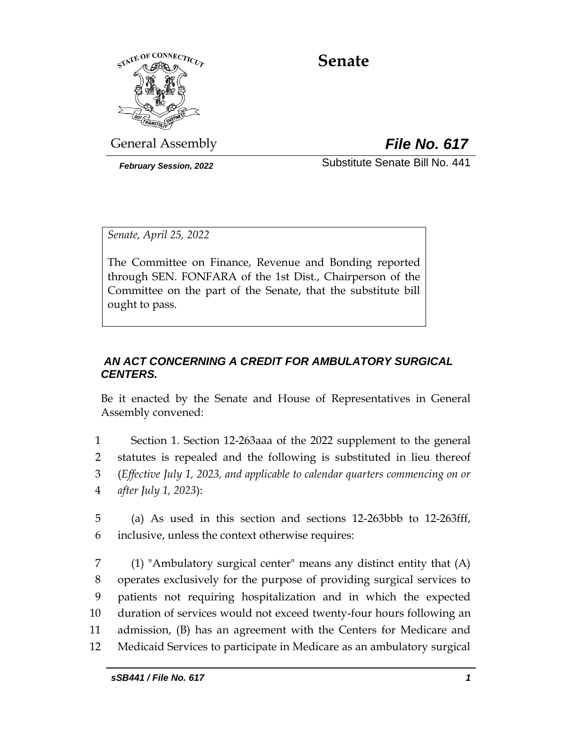# Senate

General Assembly

***File No. 617***

***February Session, 2022***

Substitute Senate Bill No. 441

*Senate, April 25, 2022*

The Committee on Finance, Revenue and Bonding reported through SEN. FONFARA of the 1st Dist., Chairperson of the Committee on the part of the Senate, that the substitute bill ought to pass.

***AN ACT CONCERNING A CREDIT FOR AMBULATORY SURGICAL CENTERS.***

Be it enacted by the Senate and House of Representatives in General Assembly convened:

1 Section 1. Section 12-263aaa of the 2022 supplement to the general
2 statutes is repealed and the following is substituted in lieu thereof
3 (*Effective July 1, 2023, and applicable to calendar quarters commencing on or*
4 *after July 1, 2023*):

5 (a) As used in this section and sections 12-263bbb to 12-263fff,
6 inclusive, unless the context otherwise requires:

7 (1) "Ambulatory surgical center" means any distinct entity that (A)
8 operates exclusively for the purpose of providing surgical services to
9 patients not requiring hospitalization and in which the expected
10 duration of services would not exceed twenty-four hours following an
11 admission, (B) has an agreement with the Centers for Medicare and
12 Medicaid Services to participate in Medicare as an ambulatory surgical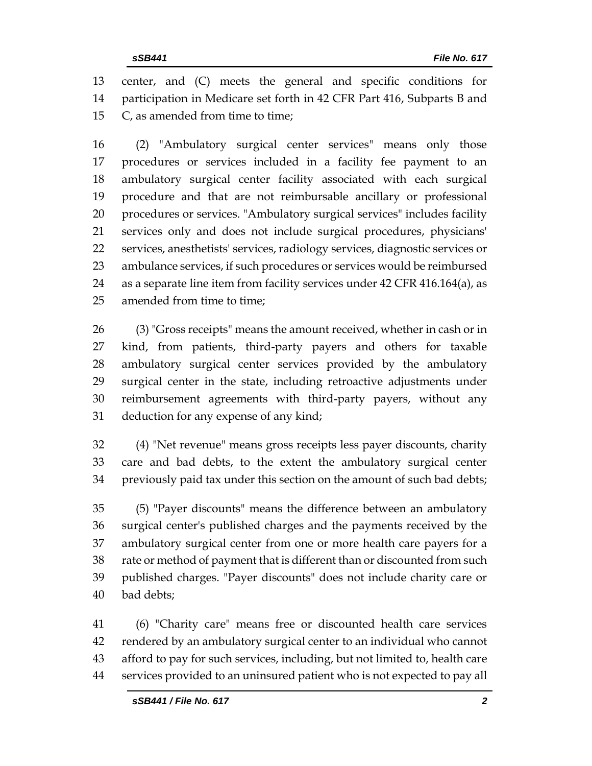center, and (C) meets the general and specific conditions for participation in Medicare set forth in 42 CFR Part 416, Subparts B and C, as amended from time to time;

(2) "Ambulatory surgical center services" means only those procedures or services included in a facility fee payment to an ambulatory surgical center facility associated with each surgical procedure and that are not reimbursable ancillary or professional procedures or services. "Ambulatory surgical services" includes facility services only and does not include surgical procedures, physicians' services, anesthetists' services, radiology services, diagnostic services or ambulance services, if such procedures or services would be reimbursed as a separate line item from facility services under 42 CFR 416.164(a), as amended from time to time;

(3) "Gross receipts" means the amount received, whether in cash or in kind, from patients, third-party payers and others for taxable ambulatory surgical center services provided by the ambulatory surgical center in the state, including retroactive adjustments under reimbursement agreements with third-party payers, without any deduction for any expense of any kind;

(4) "Net revenue" means gross receipts less payer discounts, charity care and bad debts, to the extent the ambulatory surgical center previously paid tax under this section on the amount of such bad debts;

(5) "Payer discounts" means the difference between an ambulatory surgical center's published charges and the payments received by the ambulatory surgical center from one or more health care payers for a rate or method of payment that is different than or discounted from such published charges. "Payer discounts" does not include charity care or bad debts;

(6) "Charity care" means free or discounted health care services rendered by an ambulatory surgical center to an individual who cannot afford to pay for such services, including, but not limited to, health care services provided to an uninsured patient who is not expected to pay all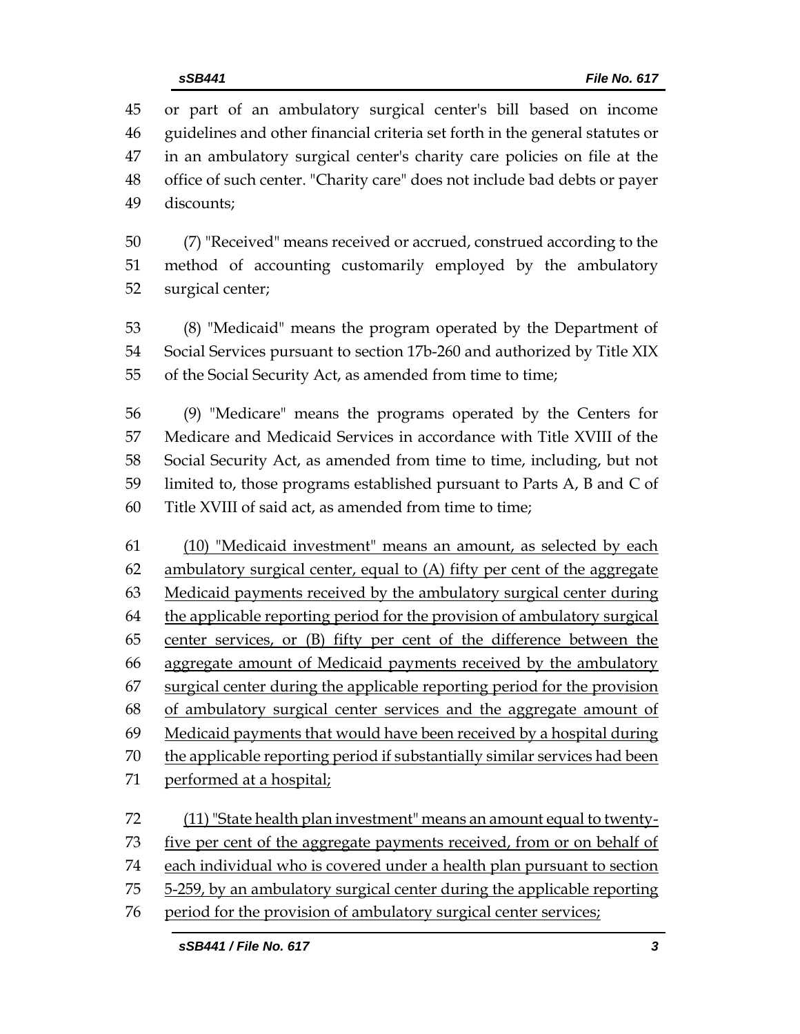or part of an ambulatory surgical center's bill based on income guidelines and other financial criteria set forth in the general statutes or in an ambulatory surgical center's charity care policies on file at the office of such center. "Charity care" does not include bad debts or payer discounts;

(7) "Received" means received or accrued, construed according to the method of accounting customarily employed by the ambulatory surgical center;

(8) "Medicaid" means the program operated by the Department of Social Services pursuant to section 17b-260 and authorized by Title XIX of the Social Security Act, as amended from time to time;

(9) "Medicare" means the programs operated by the Centers for Medicare and Medicaid Services in accordance with Title XVIII of the Social Security Act, as amended from time to time, including, but not limited to, those programs established pursuant to Parts A, B and C of Title XVIII of said act, as amended from time to time;

<u>(10) "Medicaid investment" means an amount, as selected by each ambulatory surgical center, equal to (A) fifty per cent of the aggregate Medicaid payments received by the ambulatory surgical center during the applicable reporting period for the provision of ambulatory surgical center services, or (B) fifty per cent of the difference between the aggregate amount of Medicaid payments received by the ambulatory surgical center during the applicable reporting period for the provision of ambulatory surgical center services and the aggregate amount of Medicaid payments that would have been received by a hospital during the applicable reporting period if substantially similar services had been performed at a hospital;</u>

<u>(11) "State health plan investment" means an amount equal to twenty-five per cent of the aggregate payments received, from or on behalf of each individual who is covered under a health plan pursuant to section 5-259, by an ambulatory surgical center during the applicable reporting period for the provision of ambulatory surgical center services;</u>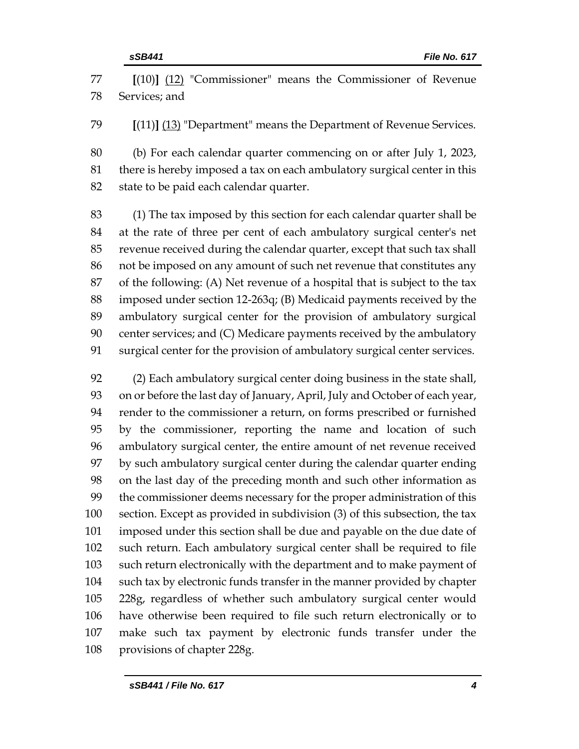[(10)] (12) "Commissioner" means the Commissioner of Revenue Services; and

[(11)] (13) "Department" means the Department of Revenue Services.

(b) For each calendar quarter commencing on or after July 1, 2023, there is hereby imposed a tax on each ambulatory surgical center in this state to be paid each calendar quarter.

(1) The tax imposed by this section for each calendar quarter shall be at the rate of three per cent of each ambulatory surgical center's net revenue received during the calendar quarter, except that such tax shall not be imposed on any amount of such net revenue that constitutes any of the following: (A) Net revenue of a hospital that is subject to the tax imposed under section 12-263q; (B) Medicaid payments received by the ambulatory surgical center for the provision of ambulatory surgical center services; and (C) Medicare payments received by the ambulatory surgical center for the provision of ambulatory surgical center services.

(2) Each ambulatory surgical center doing business in the state shall, on or before the last day of January, April, July and October of each year, render to the commissioner a return, on forms prescribed or furnished by the commissioner, reporting the name and location of such ambulatory surgical center, the entire amount of net revenue received by such ambulatory surgical center during the calendar quarter ending on the last day of the preceding month and such other information as the commissioner deems necessary for the proper administration of this section. Except as provided in subdivision (3) of this subsection, the tax imposed under this section shall be due and payable on the due date of such return. Each ambulatory surgical center shall be required to file such return electronically with the department and to make payment of such tax by electronic funds transfer in the manner provided by chapter 228g, regardless of whether such ambulatory surgical center would have otherwise been required to file such return electronically or to make such tax payment by electronic funds transfer under the provisions of chapter 228g.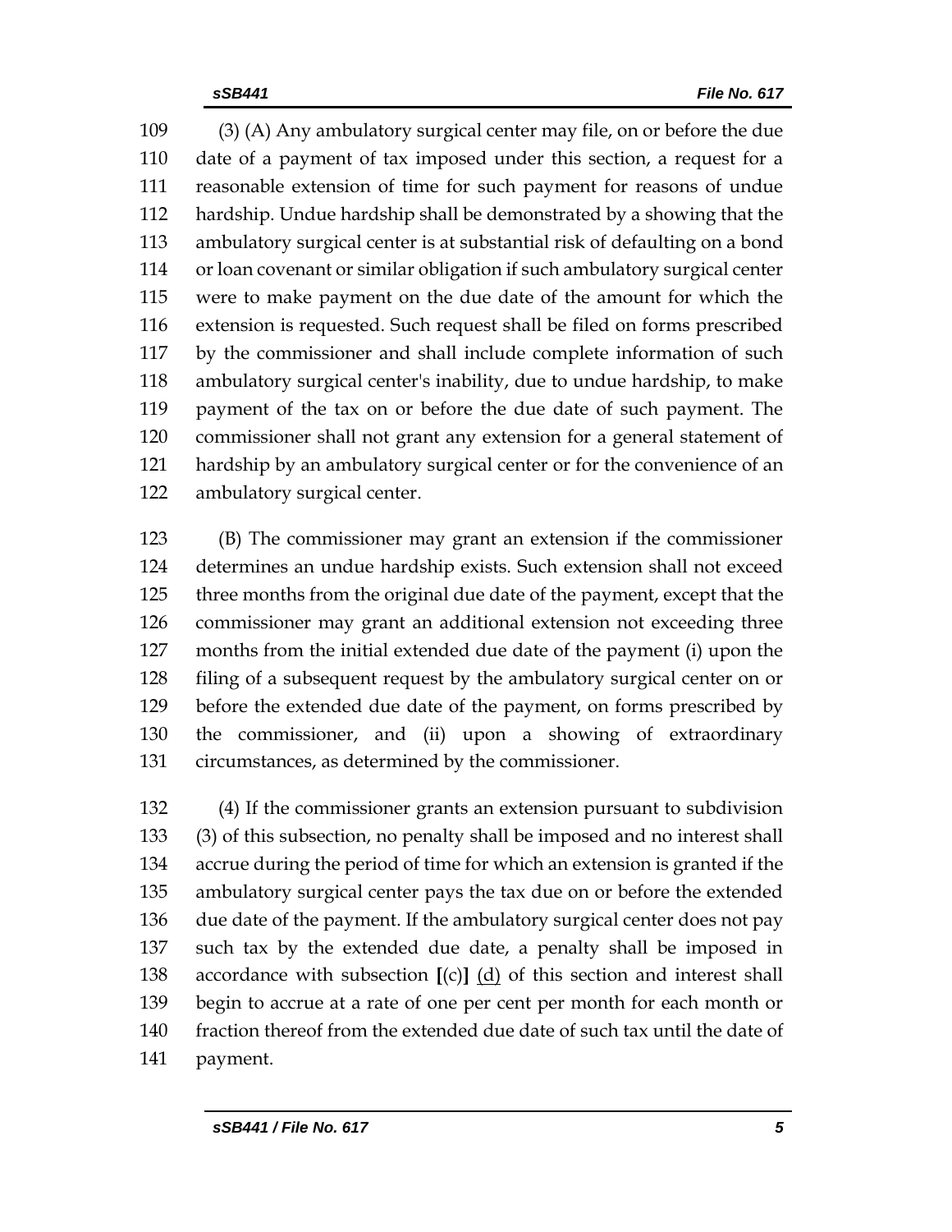(3) (A) Any ambulatory surgical center may file, on or before the due date of a payment of tax imposed under this section, a request for a reasonable extension of time for such payment for reasons of undue hardship. Undue hardship shall be demonstrated by a showing that the ambulatory surgical center is at substantial risk of defaulting on a bond or loan covenant or similar obligation if such ambulatory surgical center were to make payment on the due date of the amount for which the extension is requested. Such request shall be filed on forms prescribed by the commissioner and shall include complete information of such ambulatory surgical center's inability, due to undue hardship, to make payment of the tax on or before the due date of such payment. The commissioner shall not grant any extension for a general statement of hardship by an ambulatory surgical center or for the convenience of an ambulatory surgical center.

(B) The commissioner may grant an extension if the commissioner determines an undue hardship exists. Such extension shall not exceed three months from the original due date of the payment, except that the commissioner may grant an additional extension not exceeding three months from the initial extended due date of the payment (i) upon the filing of a subsequent request by the ambulatory surgical center on or before the extended due date of the payment, on forms prescribed by the commissioner, and (ii) upon a showing of extraordinary circumstances, as determined by the commissioner.

(4) If the commissioner grants an extension pursuant to subdivision (3) of this subsection, no penalty shall be imposed and no interest shall accrue during the period of time for which an extension is granted if the ambulatory surgical center pays the tax due on or before the extended due date of the payment. If the ambulatory surgical center does not pay such tax by the extended due date, a penalty shall be imposed in accordance with subsection **[**(c)**]** <u>(d)</u> of this section and interest shall begin to accrue at a rate of one per cent per month for each month or fraction thereof from the extended due date of such tax until the date of payment.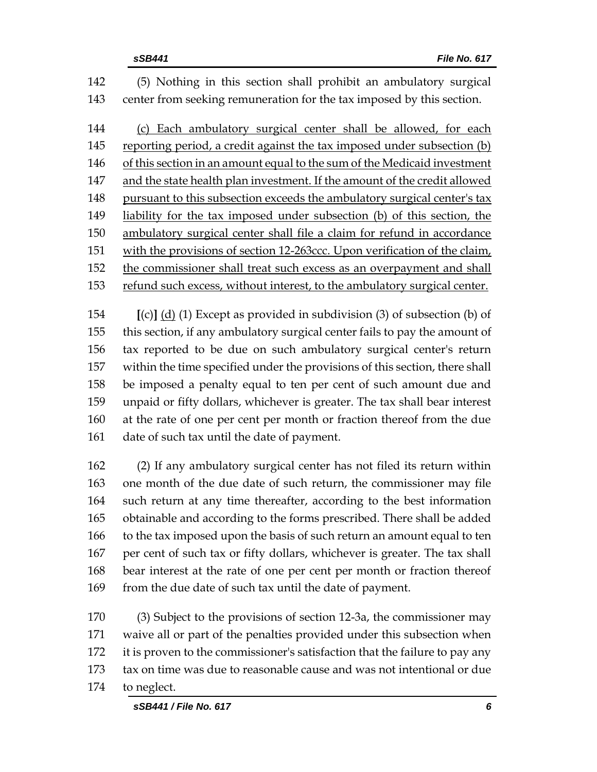142 (5) Nothing in this section shall prohibit an ambulatory surgical
143 center from seeking remuneration for the tax imposed by this section.

144 <u>(c) Each ambulatory surgical center shall be allowed, for each</u>
145 <u>reporting period, a credit against the tax imposed under subsection (b)</u>
146 <u>of this section in an amount equal to the sum of the Medicaid investment</u>
147 <u>and the state health plan investment. If the amount of the credit allowed</u>
148 <u>pursuant to this subsection exceeds the ambulatory surgical center's tax</u>
149 <u>liability for the tax imposed under subsection (b) of this section, the</u>
150 <u>ambulatory surgical center shall file a claim for refund in accordance</u>
151 <u>with the provisions of section 12-263ccc. Upon verification of the claim,</u>
152 <u>the commissioner shall treat such excess as an overpayment and shall</u>
153 <u>refund such excess, without interest, to the ambulatory surgical center.</u>

154 **[**(c)**]** <u>(d)</u> (1) Except as provided in subdivision (3) of subsection (b) of
155 this section, if any ambulatory surgical center fails to pay the amount of
156 tax reported to be due on such ambulatory surgical center's return
157 within the time specified under the provisions of this section, there shall
158 be imposed a penalty equal to ten per cent of such amount due and
159 unpaid or fifty dollars, whichever is greater. The tax shall bear interest
160 at the rate of one per cent per month or fraction thereof from the due
161 date of such tax until the date of payment.

162 (2) If any ambulatory surgical center has not filed its return within
163 one month of the due date of such return, the commissioner may file
164 such return at any time thereafter, according to the best information
165 obtainable and according to the forms prescribed. There shall be added
166 to the tax imposed upon the basis of such return an amount equal to ten
167 per cent of such tax or fifty dollars, whichever is greater. The tax shall
168 bear interest at the rate of one per cent per month or fraction thereof
169 from the due date of such tax until the date of payment.

170 (3) Subject to the provisions of section 12-3a, the commissioner may
171 waive all or part of the penalties provided under this subsection when
172 it is proven to the commissioner's satisfaction that the failure to pay any
173 tax on time was due to reasonable cause and was not intentional or due
174 to neglect.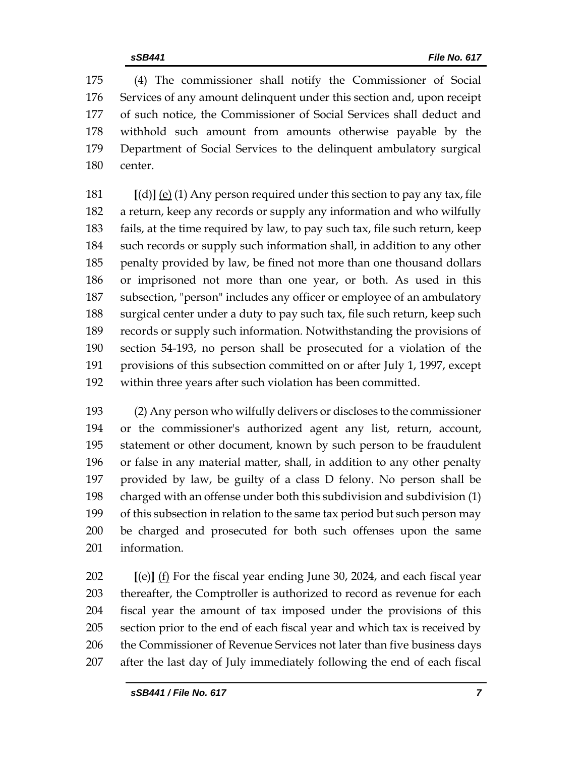175 (4) The commissioner shall notify the Commissioner of Social
176 Services of any amount delinquent under this section and, upon receipt
177 of such notice, the Commissioner of Social Services shall deduct and
178 withhold such amount from amounts otherwise payable by the
179 Department of Social Services to the delinquent ambulatory surgical
180 center.

181 **[**(d)**]** <u>(e)</u> (1) Any person required under this section to pay any tax, file
182 a return, keep any records or supply any information and who wilfully
183 fails, at the time required by law, to pay such tax, file such return, keep
184 such records or supply such information shall, in addition to any other
185 penalty provided by law, be fined not more than one thousand dollars
186 or imprisoned not more than one year, or both. As used in this
187 subsection, "person" includes any officer or employee of an ambulatory
188 surgical center under a duty to pay such tax, file such return, keep such
189 records or supply such information. Notwithstanding the provisions of
190 section 54-193, no person shall be prosecuted for a violation of the
191 provisions of this subsection committed on or after July 1, 1997, except
192 within three years after such violation has been committed.

193 (2) Any person who wilfully delivers or discloses to the commissioner
194 or the commissioner's authorized agent any list, return, account,
195 statement or other document, known by such person to be fraudulent
196 or false in any material matter, shall, in addition to any other penalty
197 provided by law, be guilty of a class D felony. No person shall be
198 charged with an offense under both this subdivision and subdivision (1)
199 of this subsection in relation to the same tax period but such person may
200 be charged and prosecuted for both such offenses upon the same
201 information.

202 **[**(e)**]** <u>(f)</u> For the fiscal year ending June 30, 2024, and each fiscal year
203 thereafter, the Comptroller is authorized to record as revenue for each
204 fiscal year the amount of tax imposed under the provisions of this
205 section prior to the end of each fiscal year and which tax is received by
206 the Commissioner of Revenue Services not later than five business days
207 after the last day of July immediately following the end of each fiscal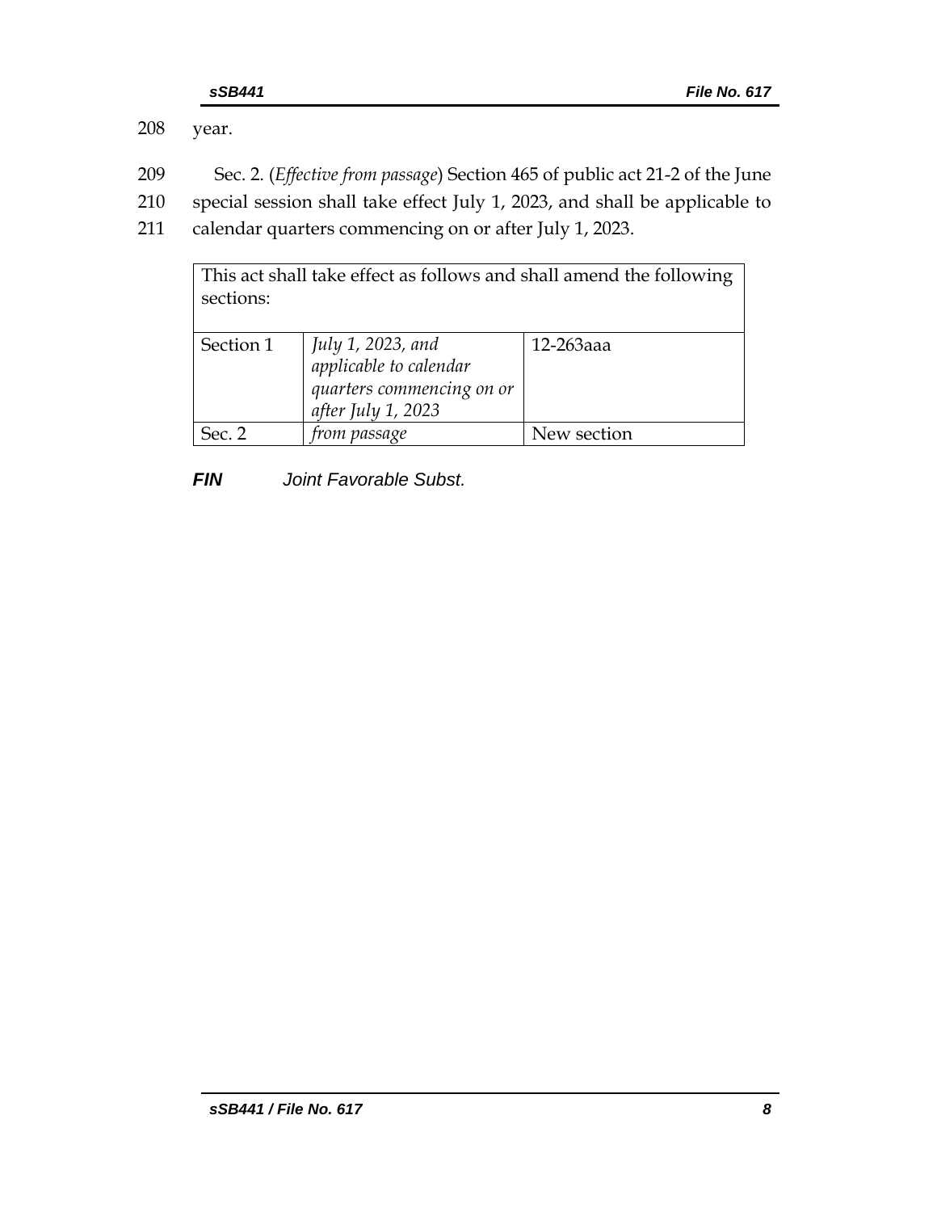208 year.

209 Sec. 2. (*Effective from passage*) Section 465 of public act 21-2 of the June
210 special session shall take effect July 1, 2023, and shall be applicable to
211 calendar quarters commencing on or after July 1, 2023.

| This act shall take effect as follows and shall amend the following sections: | | |
|---|---|---|
| Section 1 | *July 1, 2023, and applicable to calendar quarters commencing on or after July 1, 2023* | 12-263aaa |
| Sec. 2 | *from passage* | New section |

***FIN*** *Joint Favorable Subst.*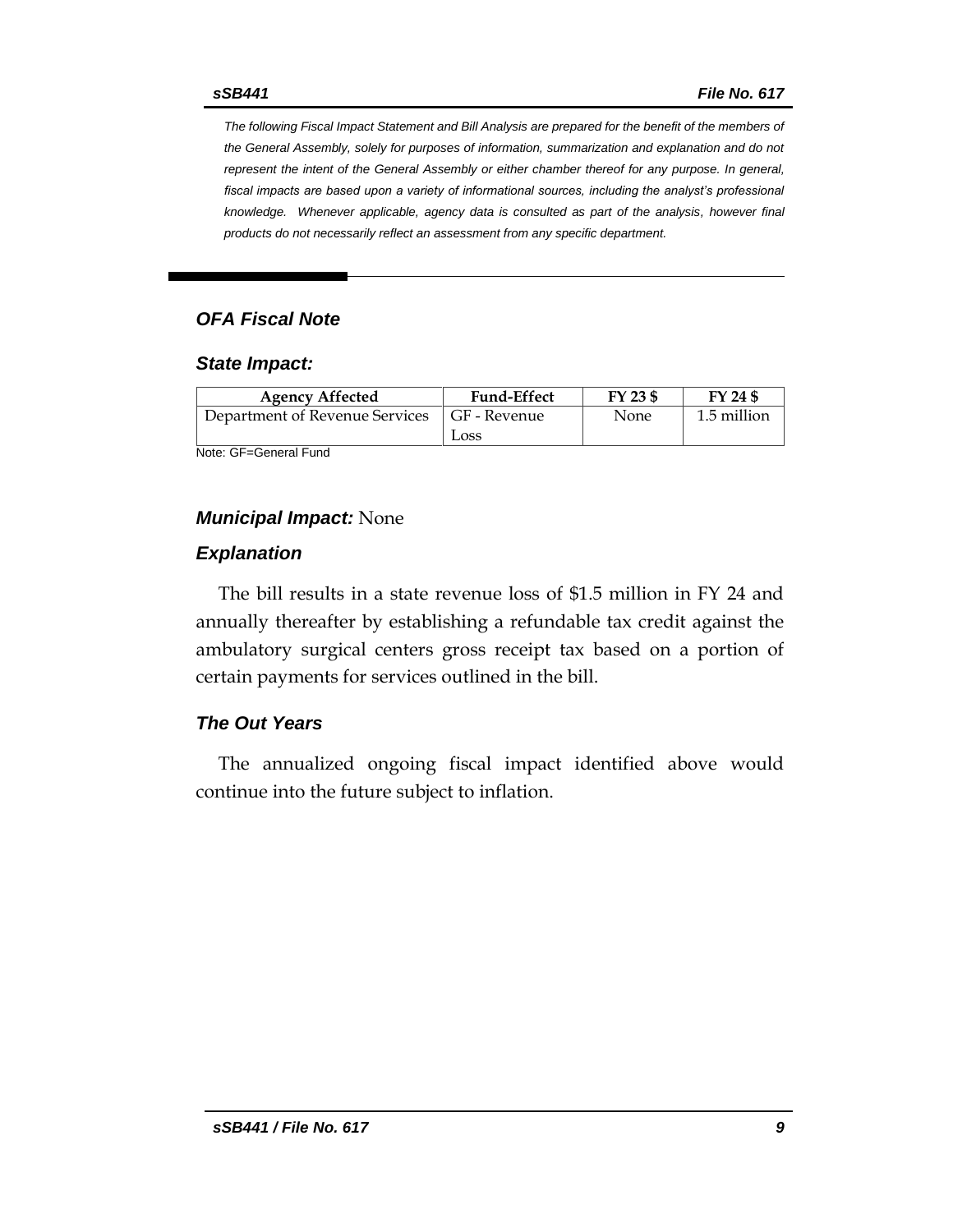*The following Fiscal Impact Statement and Bill Analysis are prepared for the benefit of the members of the General Assembly, solely for purposes of information, summarization and explanation and do not represent the intent of the General Assembly or either chamber thereof for any purpose. In general, fiscal impacts are based upon a variety of informational sources, including the analyst's professional knowledge. Whenever applicable, agency data is consulted as part of the analysis, however final products do not necessarily reflect an assessment from any specific department.*

## *OFA Fiscal Note*

### *State Impact:*

| Agency Affected | Fund-Effect | FY 23 $ | FY 24 $ |
|---|---|---|---|
| Department of Revenue Services | GF - Revenue Loss | None | 1.5 million |

Note: GF=General Fund

### *Municipal Impact:* None

### *Explanation*

The bill results in a state revenue loss of $1.5 million in FY 24 and annually thereafter by establishing a refundable tax credit against the ambulatory surgical centers gross receipt tax based on a portion of certain payments for services outlined in the bill.

### *The Out Years*

The annualized ongoing fiscal impact identified above would continue into the future subject to inflation.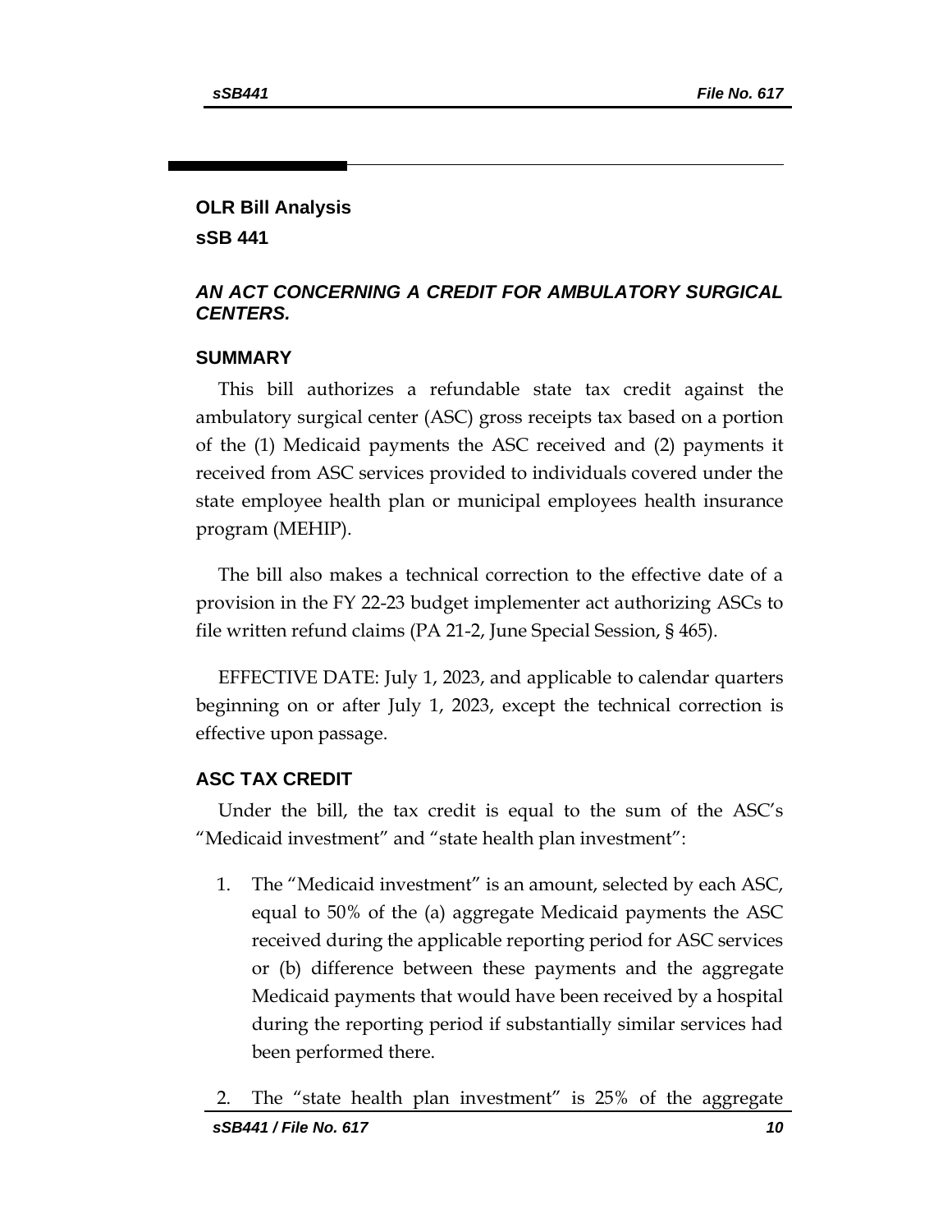## OLR Bill Analysis

## sSB 441

### *AN ACT CONCERNING A CREDIT FOR AMBULATORY SURGICAL CENTERS.*

### SUMMARY

This bill authorizes a refundable state tax credit against the ambulatory surgical center (ASC) gross receipts tax based on a portion of the (1) Medicaid payments the ASC received and (2) payments it received from ASC services provided to individuals covered under the state employee health plan or municipal employees health insurance program (MEHIP).

The bill also makes a technical correction to the effective date of a provision in the FY 22-23 budget implementer act authorizing ASCs to file written refund claims (PA 21-2, June Special Session, § 465).

EFFECTIVE DATE: July 1, 2023, and applicable to calendar quarters beginning on or after July 1, 2023, except the technical correction is effective upon passage.

### ASC TAX CREDIT

Under the bill, the tax credit is equal to the sum of the ASC's "Medicaid investment" and "state health plan investment":

1. The "Medicaid investment" is an amount, selected by each ASC, equal to 50% of the (a) aggregate Medicaid payments the ASC received during the applicable reporting period for ASC services or (b) difference between these payments and the aggregate Medicaid payments that would have been received by a hospital during the reporting period if substantially similar services had been performed there.

2. The "state health plan investment" is 25% of the aggregate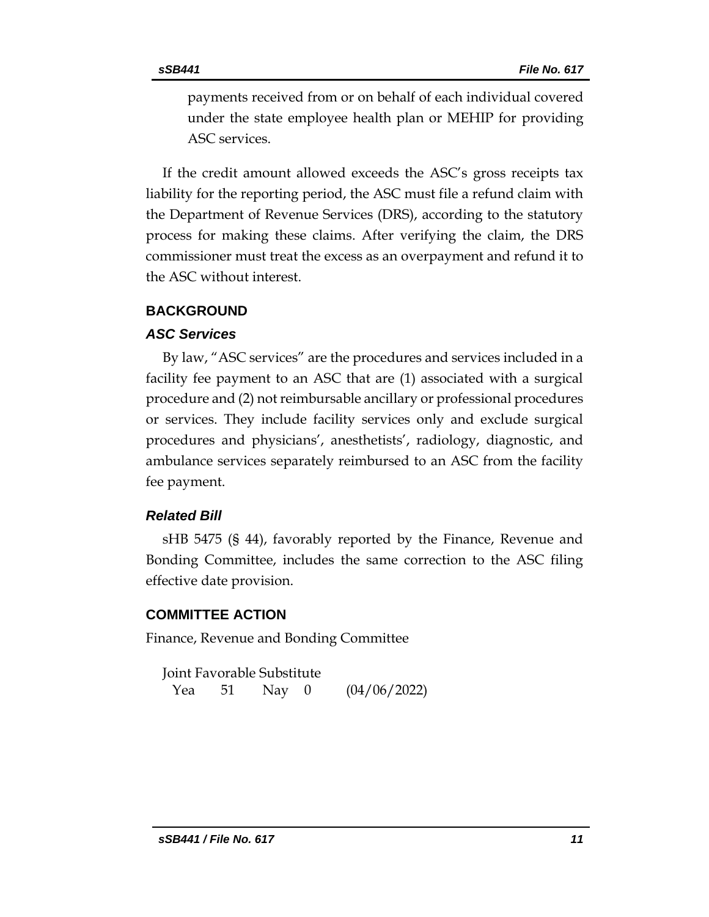payments received from or on behalf of each individual covered under the state employee health plan or MEHIP for providing ASC services.

If the credit amount allowed exceeds the ASC's gross receipts tax liability for the reporting period, the ASC must file a refund claim with the Department of Revenue Services (DRS), according to the statutory process for making these claims. After verifying the claim, the DRS commissioner must treat the excess as an overpayment and refund it to the ASC without interest.

## BACKGROUND

### *ASC Services*

By law, "ASC services" are the procedures and services included in a facility fee payment to an ASC that are (1) associated with a surgical procedure and (2) not reimbursable ancillary or professional procedures or services. They include facility services only and exclude surgical procedures and physicians', anesthetists', radiology, diagnostic, and ambulance services separately reimbursed to an ASC from the facility fee payment.

### *Related Bill*

sHB 5475 (§ 44), favorably reported by the Finance, Revenue and Bonding Committee, includes the same correction to the ASC filing effective date provision.

## COMMITTEE ACTION

Finance, Revenue and Bonding Committee

| | | | | |
|---|---|---|---|---|
| Joint Favorable Substitute | | | | |
| Yea | 51 | Nay | 0 | (04/06/2022) |